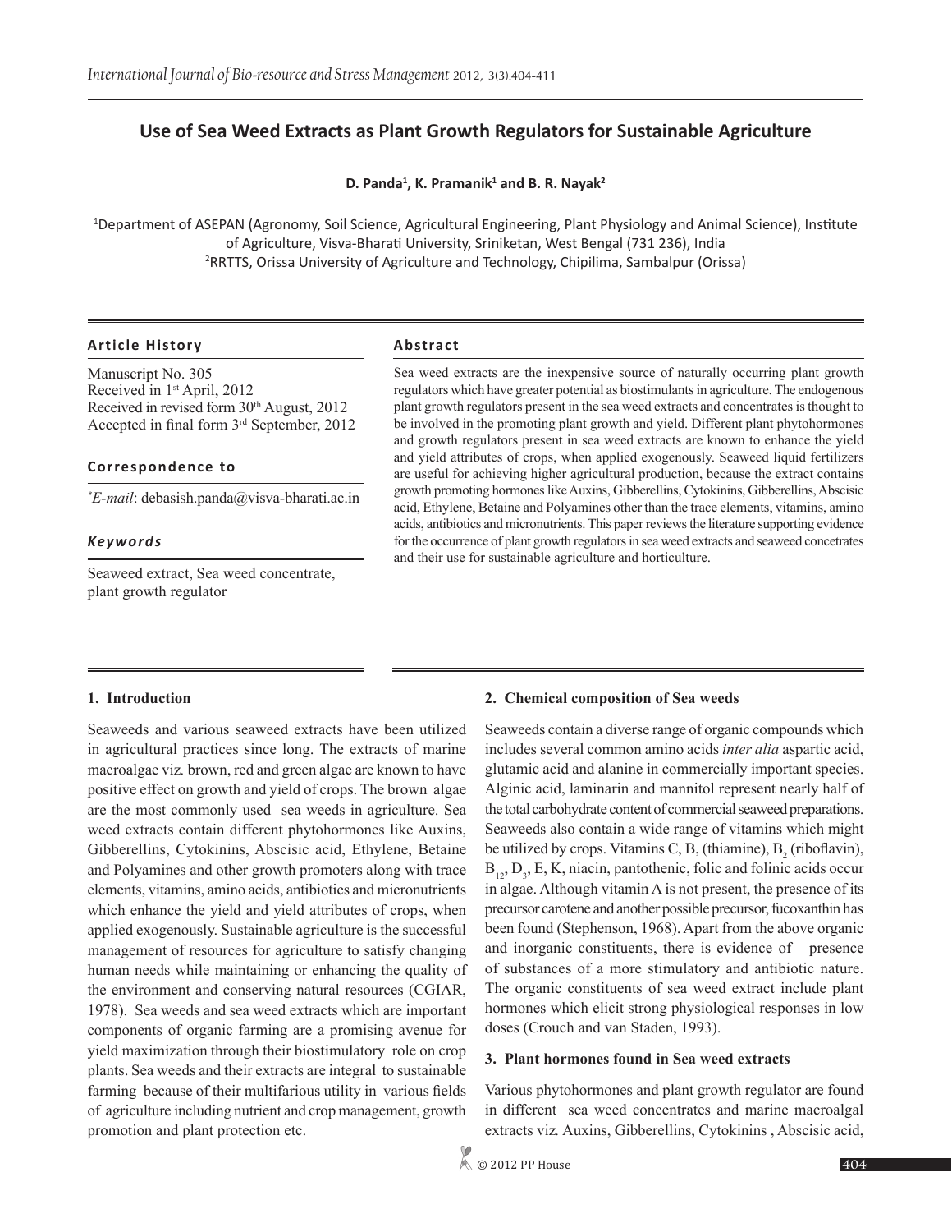# Use of Sea Weed Extracts as Plant Growth Regulators for Sustainable Agriculture

**D. Panda[1], K. Pramanik[1] and B. R. Nayak[2]**

[1]Department of ASEPAN (Agronomy, Soil Science, Agricultural Engineering, Plant Physiology and Animal Science), Institute of Agriculture, Visva-Bharati University, Sriniketan, West Bengal (731 236), India
[2]RRTTS, Orissa University of Agriculture and Technology, Chipilima, Sambalpur (Orissa)

**Article History**

Manuscript No. 305
Received in 1st April, 2012
Received in revised form 30th August, 2012
Accepted in final form 3rd September, 2012

**Correspondence to**

*E-mail: debasish.panda@visva-bharati.ac.in

***Keywords***

Seaweed extract, Sea weed concentrate, plant growth regulator

**Abstract**

Sea weed extracts are the inexpensive source of naturally occurring plant growth regulators which have greater potential as biostimulants in agriculture. The endogenous plant growth regulators present in the sea weed extracts and concentrates is thought to be involved in the promoting plant growth and yield. Different plant phytohormones and growth regulators present in sea weed extracts are known to enhance the yield and yield attributes of crops, when applied exogenously. Seaweed liquid fertilizers are useful for achieving higher agricultural production, because the extract contains growth promoting hormones like Auxins, Gibberellins, Cytokinins, Gibberellins, Abscisic acid, Ethylene, Betaine and Polyamines other than the trace elements, vitamins, amino acids, antibiotics and micronutrients. This paper reviews the literature supporting evidence for the occurrence of plant growth regulators in sea weed extracts and seaweed concetrates and their use for sustainable agriculture and horticulture.

## 1. Introduction

Seaweeds and various seaweed extracts have been utilized in agricultural practices since long. The extracts of marine macroalgae viz. brown, red and green algae are known to have positive effect on growth and yield of crops. The brown algae are the most commonly used sea weeds in agriculture. Sea weed extracts contain different phytohormones like Auxins, Gibberellins, Cytokinins, Abscisic acid, Ethylene, Betaine and Polyamines and other growth promoters along with trace elements, vitamins, amino acids, antibiotics and micronutrients which enhance the yield and yield attributes of crops, when applied exogenously. Sustainable agriculture is the successful management of resources for agriculture to satisfy changing human needs while maintaining or enhancing the quality of the environment and conserving natural resources (CGIAR, 1978). Sea weeds and sea weed extracts which are important components of organic farming are a promising avenue for yield maximization through their biostimulatory role on crop plants. Sea weeds and their extracts are integral to sustainable farming because of their multifarious utility in various fields of agriculture including nutrient and crop management, growth promotion and plant protection etc.

## 2. Chemical composition of Sea weeds

Seaweeds contain a diverse range of organic compounds which includes several common amino acids *inter alia* aspartic acid, glutamic acid and alanine in commercially important species. Alginic acid, laminarin and mannitol represent nearly half of the total carbohydrate content of commercial seaweed preparations. Seaweeds also contain a wide range of vitamins which might be utilized by crops. Vitamins C, B, (thiamine), $B_2$ (riboflavin), $B_{12}$, $D_3$, E, K, niacin, pantothenic, folic and folinic acids occur in algae. Although vitamin A is not present, the presence of its precursor carotene and another possible precursor, fucoxanthin has been found (Stephenson, 1968). Apart from the above organic and inorganic constituents, there is evidence of presence of substances of a more stimulatory and antibiotic nature. The organic constituents of sea weed extract include plant hormones which elicit strong physiological responses in low doses (Crouch and van Staden, 1993).

## 3. Plant hormones found in Sea weed extracts

Various phytohormones and plant growth regulator are found in different sea weed concentrates and marine macroalgal extracts viz. Auxins, Gibberellins, Cytokinins , Abscisic acid,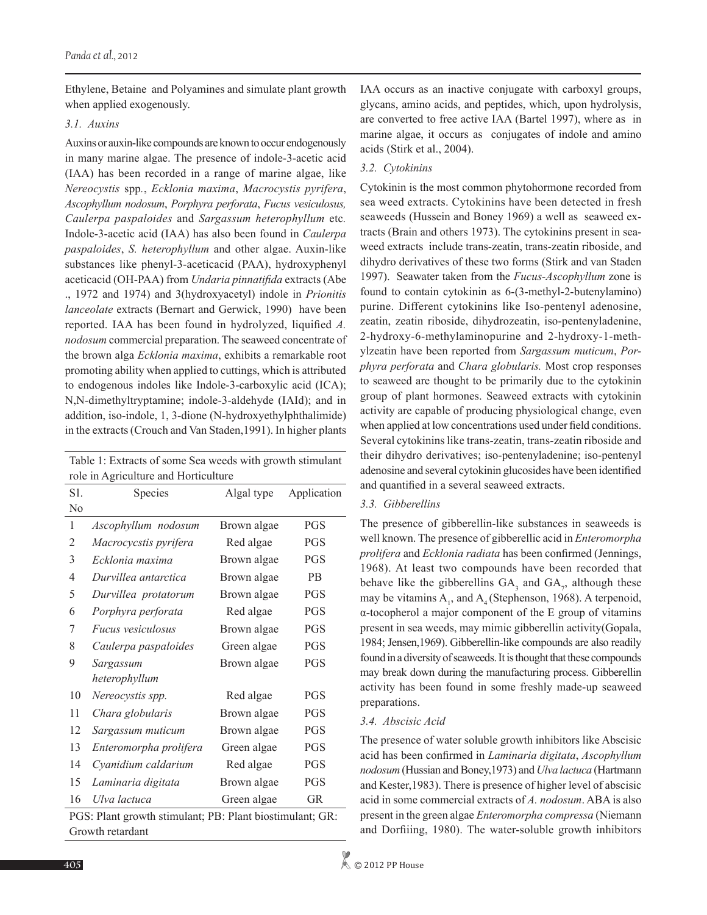Ethylene, Betaine and Polyamines and simulate plant growth when applied exogenously.

### 3.1. Auxins

Auxins or auxin-like compounds are known to occur endogenously in many marine algae. The presence of indole-3-acetic acid (IAA) has been recorded in a range of marine algae, like *Nereocystis* spp., *Ecklonia maxima*, *Macrocystis pyrifera*, *Ascophyllum nodosum*, *Porphyra perforata*, *Fucus vesiculosus, Caulerpa paspaloides* and *Sargassum heterophyllum* etc. Indole-3-acetic acid (IAA) has also been found in *Caulerpa paspaloides*, *S. heterophyllum* and other algae. Auxin-like substances like phenyl-3-aceticacid (PAA), hydroxyphenyl aceticacid (OH-PAA) from *Undaria pinnatifida* extracts (Abe ., 1972 and 1974) and 3(hydroxyacetyl) indole in *Prionitis lanceolate* extracts (Bernart and Gerwick, 1990) have been reported. IAA has been found in hydrolyzed, liquified *A. nodosum* commercial preparation. The seaweed concentrate of the brown alga *Ecklonia maxima*, exhibits a remarkable root promoting ability when applied to cuttings, which is attributed to endogenous indoles like Indole-3-carboxylic acid (ICA); N,N-dimethyltryptamine; indole-3-aldehyde (IAld); and in addition, iso-indole, 1, 3-dione (N-hydroxyethylphthalimide) in the extracts (Crouch and Van Staden,1991). In higher plants IAA occurs as an inactive conjugate with carboxyl groups, glycans, amino acids, and peptides, which, upon hydrolysis, are converted to free active IAA (Bartel 1997), where as in marine algae, it occurs as conjugates of indole and amino acids (Stirk et al., 2004).

Table 1: Extracts of some Sea weeds with growth stimulant role in Agriculture and Horticulture

| Sl. No | Species | Algal type | Application |
|---|---|---|---|
| 1 | *Ascophyllum nodosum* | Brown algae | PGS |
| 2 | *Macrocycstis pyrifera* | Red algae | PGS |
| 3 | *Ecklonia maxima* | Brown algae | PGS |
| 4 | *Durvillea antarctica* | Brown algae | PB |
| 5 | *Durvillea protatorum* | Brown algae | PGS |
| 6 | *Porphyra perforata* | Red algae | PGS |
| 7 | *Fucus vesiculosus* | Brown algae | PGS |
| 8 | *Caulerpa paspaloides* | Green algae | PGS |
| 9 | *Sargassum heterophyllum* | Brown algae | PGS |
| 10 | *Nereocystis spp.* | Red algae | PGS |
| 11 | *Chara globularis* | Brown algae | PGS |
| 12 | *Sargassum muticum* | Brown algae | PGS |
| 13 | *Enteromorpha prolifera* | Green algae | PGS |
| 14 | *Cyanidium caldarium* | Red algae | PGS |
| 15 | *Laminaria digitata* | Brown algae | PGS |
| 16 | *Ulva lactuca* | Green algae | GR |

PGS: Plant growth stimulant; PB: Plant biostimulant; GR: Growth retardant

### 3.2. Cytokinins

Cytokinin is the most common phytohormone recorded from sea weed extracts. Cytokinins have been detected in fresh seaweeds (Hussein and Boney 1969) a well as seaweed extracts (Brain and others 1973). The cytokinins present in seaweed extracts include trans-zeatin, trans-zeatin riboside, and dihydro derivatives of these two forms (Stirk and van Staden 1997). Seawater taken from the *Fucus-Ascophyllum* zone is found to contain cytokinin as 6-(3-methyl-2-butenylamino) purine. Different cytokinins like Iso-pentenyl adenosine, zeatin, zeatin riboside, dihydrozeatin, iso-pentenyladenine, 2-hydroxy-6-methylaminopurine and 2-hydroxy-1-methylzeatin have been reported from *Sargassum muticum*, *Porphyra perforata* and *Chara globularis.* Most crop responses to seaweed are thought to be primarily due to the cytokinin group of plant hormones. Seaweed extracts with cytokinin activity are capable of producing physiological change, even when applied at low concentrations used under field conditions. Several cytokinins like trans-zeatin, trans-zeatin riboside and their dihydro derivatives; iso-pentenyladenine; iso-pentenyl adenosine and several cytokinin glucosides have been identified and quantified in a several seaweed extracts.

### 3.3. Gibberellins

The presence of gibberellin-like substances in seaweeds is well known. The presence of gibberellic acid in *Enteromorpha prolifera* and *Ecklonia radiata* has been confirmed (Jennings, 1968). At least two compounds have been recorded that behave like the gibberellins $GA_3$ and $GA_7$, although these may be vitamins $A_1$, and $A_4$ (Stephenson, 1968). A terpenoid, α-tocopherol a major component of the E group of vitamins present in sea weeds, may mimic gibberellin activity(Gopala, 1984; Jensen,1969). Gibberellin-like compounds are also readily found in a diversity of seaweeds. It is thought that these compounds may break down during the manufacturing process. Gibberellin activity has been found in some freshly made-up seaweed preparations.

### 3.4. Abscisic Acid

The presence of water soluble growth inhibitors like Abscisic acid has been confirmed in *Laminaria digitata*, *Ascophyllum nodosum* (Hussian and Boney,1973) and *Ulva lactuca* (Hartmann and Kester,1983). There is presence of higher level of abscisic acid in some commercial extracts of *A. nodosum*. ABA is also present in the green algae *Enteromorpha compressa* (Niemann and Dorfiiing, 1980). The water-soluble growth inhibitors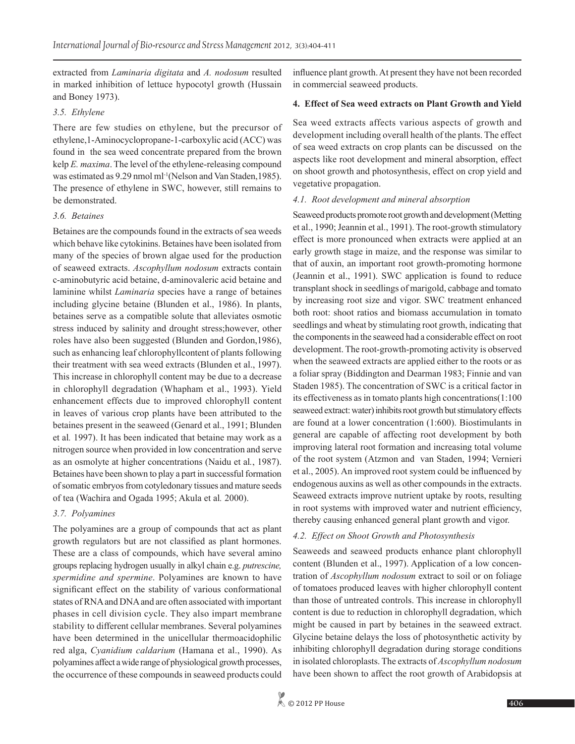extracted from *Laminaria digitata* and *A. nodosum* resulted in marked inhibition of lettuce hypocotyl growth (Hussain and Boney 1973).

### *3.5. Ethylene*

There are few studies on ethylene, but the precursor of ethylene,1-Aminocyclopropane-1-carboxylic acid (ACC) was found in the sea weed concentrate prepared from the brown kelp *E. maxima*. The level of the ethylene-releasing compound was estimated as 9.29 nmol $ml^{-1}$(Nelson and Van Staden,1985). The presence of ethylene in SWC, however, still remains to be demonstrated.

### *3.6. Betaines*

Betaines are the compounds found in the extracts of sea weeds which behave like cytokinins. Betaines have been isolated from many of the species of brown algae used for the production of seaweed extracts. *Ascophyllum nodosum* extracts contain c-aminobutyric acid betaine, d-aminovaleric acid betaine and laminine whilst *Laminaria* species have a range of betaines including glycine betaine (Blunden et al., 1986). In plants, betaines serve as a compatible solute that alleviates osmotic stress induced by salinity and drought stress;however, other roles have also been suggested (Blunden and Gordon,1986), such as enhancing leaf chlorophyllcontent of plants following their treatment with sea weed extracts (Blunden et al., 1997). This increase in chlorophyll content may be due to a decrease in chlorophyll degradation (Whapham et al., 1993). Yield enhancement effects due to improved chlorophyll content in leaves of various crop plants have been attributed to the betaines present in the seaweed (Genard et al., 1991; Blunden et al*.* 1997). It has been indicated that betaine may work as a nitrogen source when provided in low concentration and serve as an osmolyte at higher concentrations (Naidu et al*.*, 1987). Betaines have been shown to play a part in successful formation of somatic embryos from cotyledonary tissues and mature seeds of tea (Wachira and Ogada 1995; Akula et al*.* 2000).

### *3.7. Polyamines*

The polyamines are a group of compounds that act as plant growth regulators but are not classified as plant hormones. These are a class of compounds, which have several amino groups replacing hydrogen usually in alkyl chain e.g. *putrescine, spermidine and spermine*. Polyamines are known to have significant effect on the stability of various conformational states of RNA and DNA and are often associated with important phases in cell division cycle. They also impart membrane stability to different cellular membranes. Several polyamines have been determined in the unicellular thermoacidophilic red alga, *Cyanidium caldarium* (Hamana et al., 1990). As polyamines affect a wide range of physiological growth processes, the occurrence of these compounds in seaweed products could influence plant growth. At present they have not been recorded in commercial seaweed products.

## 4. Effect of Sea weed extracts on Plant Growth and Yield

Sea weed extracts affects various aspects of growth and development including overall health of the plants. The effect of sea weed extracts on crop plants can be discussed on the aspects like root development and mineral absorption, effect on shoot growth and photosynthesis, effect on crop yield and vegetative propagation.

### *4.1. Root development and mineral absorption*

Seaweed products promote root growth and development (Metting et al., 1990; Jeannin et al., 1991). The root-growth stimulatory effect is more pronounced when extracts were applied at an early growth stage in maize, and the response was similar to that of auxin, an important root growth-promoting hormone (Jeannin et al., 1991). SWC application is found to reduce transplant shock in seedlings of marigold, cabbage and tomato by increasing root size and vigor. SWC treatment enhanced both root: shoot ratios and biomass accumulation in tomato seedlings and wheat by stimulating root growth, indicating that the components in the seaweed had a considerable effect on root development. The root-growth-promoting activity is observed when the seaweed extracts are applied either to the roots or as a foliar spray (Biddington and Dearman 1983; Finnie and van Staden 1985). The concentration of SWC is a critical factor in its effectiveness as in tomato plants high concentrations(1:100 seaweed extract: water) inhibits root growth but stimulatory effects are found at a lower concentration (1:600). Biostimulants in general are capable of affecting root development by both improving lateral root formation and increasing total volume of the root system (Atzmon and van Staden, 1994; Vernieri et al., 2005). An improved root system could be influenced by endogenous auxins as well as other compounds in the extracts. Seaweed extracts improve nutrient uptake by roots, resulting in root systems with improved water and nutrient efficiency, thereby causing enhanced general plant growth and vigor.

### *4.2. Effect on Shoot Growth and Photosynthesis*

Seaweeds and seaweed products enhance plant chlorophyll content (Blunden et al., 1997). Application of a low concentration of *Ascophyllum nodosum* extract to soil or on foliage of tomatoes produced leaves with higher chlorophyll content than those of untreated controls. This increase in chlorophyll content is due to reduction in chlorophyll degradation, which might be caused in part by betaines in the seaweed extract. Glycine betaine delays the loss of photosynthetic activity by inhibiting chlorophyll degradation during storage conditions in isolated chloroplasts. The extracts of *Ascophyllum nodosum* have been shown to affect the root growth of Arabidopsis at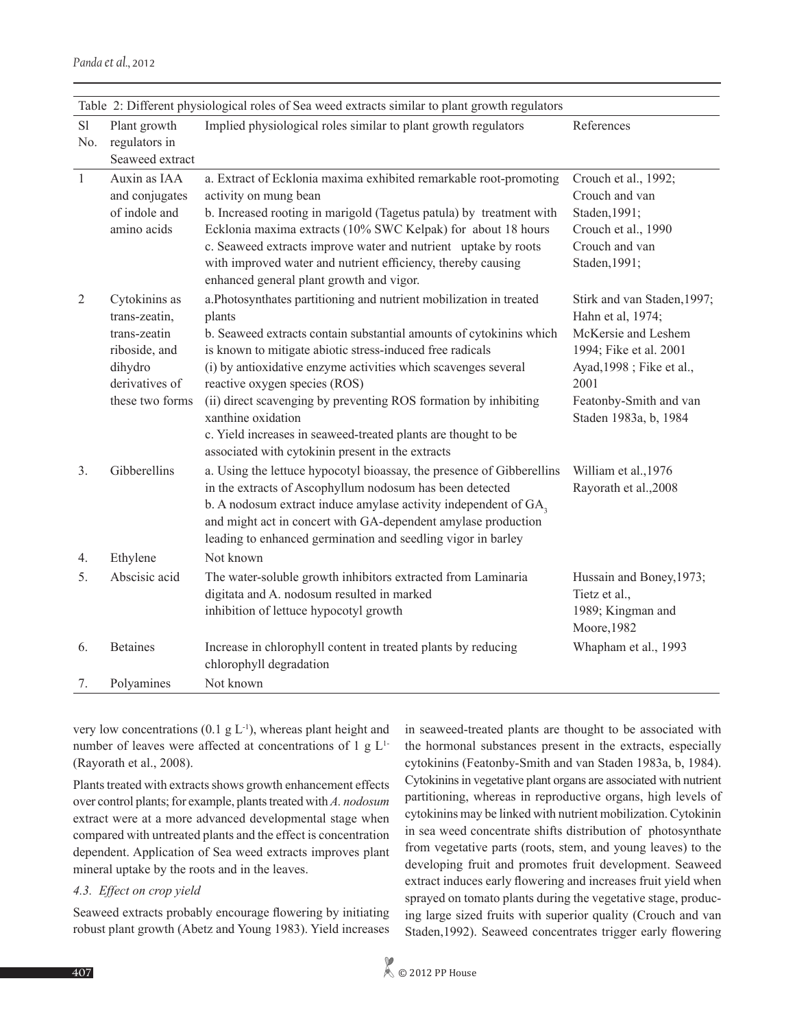Table 2: Different physiological roles of Sea weed extracts similar to plant growth regulators

| Sl No. | Plant growth regulators in Seaweed extract | Implied physiological roles similar to plant growth regulators | References |
|---|---|---|---|
| 1 | Auxin as IAA and conjugates of indole and amino acids | a. Extract of Ecklonia maxima exhibited remarkable root-promoting activity on mung bean<br>b. Increased rooting in marigold (Tagetus patula) by treatment with Ecklonia maxima extracts (10% SWC Kelpak) for about 18 hours<br>c. Seaweed extracts improve water and nutrient uptake by roots with improved water and nutrient efficiency, thereby causing enhanced general plant growth and vigor. | Crouch et al., 1992; Crouch and van Staden,1991; Crouch et al., 1990 Crouch and van Staden,1991; |
| 2 | Cytokinins as trans-zeatin, trans-zeatin riboside, and dihydro derivatives of these two forms | a.Photosynthates partitioning and nutrient mobilization in treated plants<br>b. Seaweed extracts contain substantial amounts of cytokinins which is known to mitigate abiotic stress-induced free radicals<br>(i) by antioxidative enzyme activities which scavenges several reactive oxygen species (ROS)<br>(ii) direct scavenging by preventing ROS formation by inhibiting xanthine oxidation<br>c. Yield increases in seaweed-treated plants are thought to be associated with cytokinin present in the extracts | Stirk and van Staden,1997; Hahn et al, 1974; McKersie and Leshem 1994; Fike et al. 2001 Ayad,1998 ; Fike et al., 2001 Featonby-Smith and van Staden 1983a, b, 1984 |
| 3. | Gibberellins | a. Using the lettuce hypocotyl bioassay, the presence of Gibberellins in the extracts of Ascophyllum nodosum has been detected<br>b. A nodosum extract induce amylase activity independent of $GA_3$ and might act in concert with GA-dependent amylase production leading to enhanced germination and seedling vigor in barley | William et al.,1976 Rayorath et al.,2008 |
| 4. | Ethylene | Not known | |
| 5. | Abscisic acid | The water-soluble growth inhibitors extracted from Laminaria digitata and A. nodosum resulted in marked inhibition of lettuce hypocotyl growth | Hussain and Boney,1973; Tietz et al., 1989; Kingman and Moore,1982 |
| 6. | Betaines | Increase in chlorophyll content in treated plants by reducing chlorophyll degradation | Whapham et al., 1993 |
| 7. | Polyamines | Not known | |

very low concentrations (0.1 g $L^{-1}$), whereas plant height and number of leaves were affected at concentrations of 1 g $L^{1-}$ (Rayorath et al., 2008).

Plants treated with extracts shows growth enhancement effects over control plants; for example, plants treated with *A. nodosum* extract were at a more advanced developmental stage when compared with untreated plants and the effect is concentration dependent. Application of Sea weed extracts improves plant mineral uptake by the roots and in the leaves.

### *4.3. Effect on crop yield*

Seaweed extracts probably encourage flowering by initiating robust plant growth (Abetz and Young 1983). Yield increases in seaweed-treated plants are thought to be associated with the hormonal substances present in the extracts, especially cytokinins (Featonby-Smith and van Staden 1983a, b, 1984). Cytokinins in vegetative plant organs are associated with nutrient partitioning, whereas in reproductive organs, high levels of cytokinins may be linked with nutrient mobilization. Cytokinin in sea weed concentrate shifts distribution of photosynthate from vegetative parts (roots, stem, and young leaves) to the developing fruit and promotes fruit development. Seaweed extract induces early flowering and increases fruit yield when sprayed on tomato plants during the vegetative stage, producing large sized fruits with superior quality (Crouch and van Staden,1992). Seaweed concentrates trigger early flowering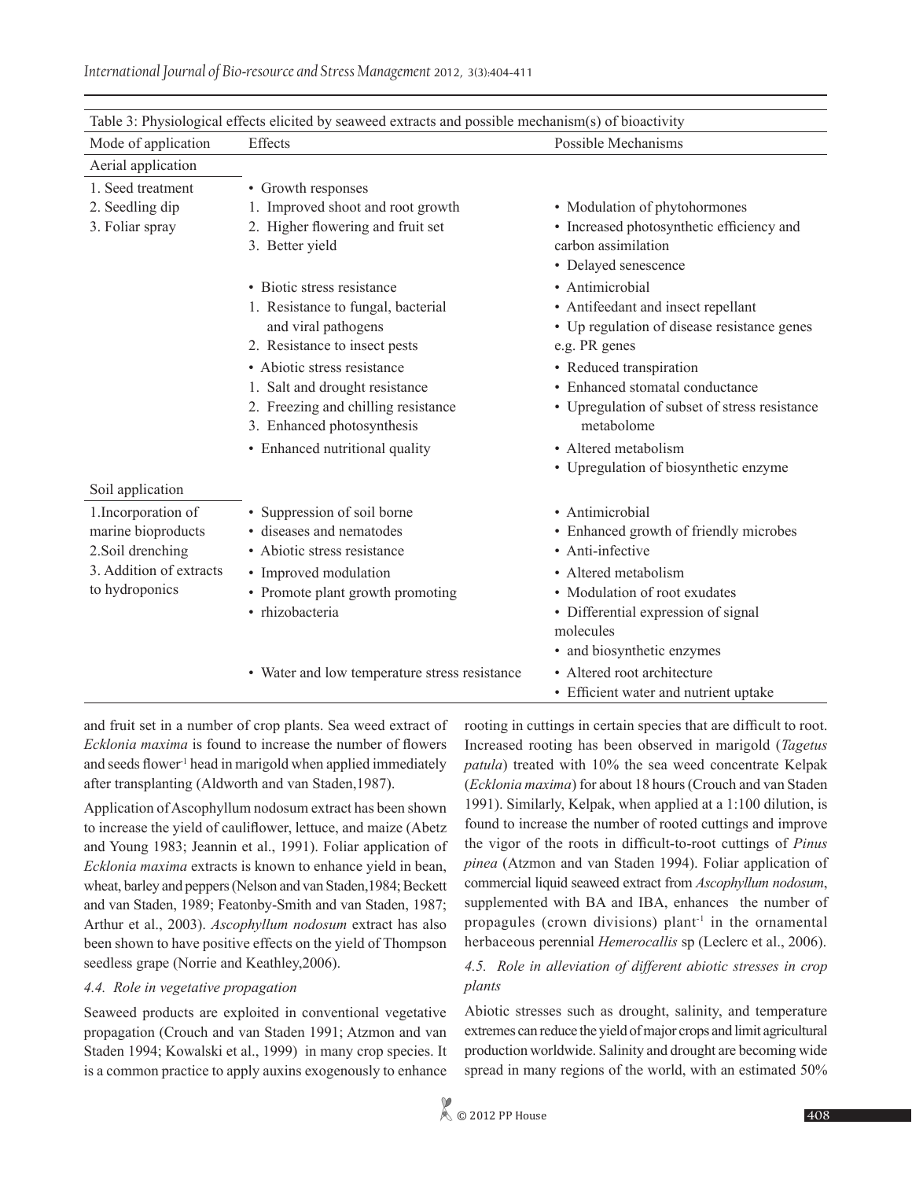Table 3: Physiological effects elicited by seaweed extracts and possible mechanism(s) of bioactivity

| Mode of application | Effects | Possible Mechanisms |
|---|---|---|
| Aerial application | | |
| 1. Seed treatment<br>2. Seedling dip<br>3. Foliar spray | • Growth responses<br>1. Improved shoot and root growth<br>2. Higher flowering and fruit set<br>3. Better yield | • Modulation of phytohormones<br>• Increased photosynthetic efficiency and carbon assimilation<br>• Delayed senescence |
| | • Biotic stress resistance<br>1. Resistance to fungal, bacterial and viral pathogens<br>2. Resistance to insect pests | • Antimicrobial<br>• Antifeedant and insect repellant<br>• Up regulation of disease resistance genes e.g. PR genes |
| | • Abiotic stress resistance<br>1. Salt and drought resistance<br>2. Freezing and chilling resistance<br>3. Enhanced photosynthesis | • Reduced transpiration<br>• Enhanced stomatal conductance<br>• Upregulation of subset of stress resistance metabolome |
| | • Enhanced nutritional quality | • Altered metabolism<br>• Upregulation of biosynthetic enzyme |
| Soil application | | |
| 1.Incorporation of marine bioproducts<br>2.Soil drenching<br>3. Addition of extracts to hydroponics | • Suppression of soil borne<br>• diseases and nematodes<br>• Abiotic stress resistance<br>• Improved modulation<br>• Promote plant growth promoting<br>• rhizobacteria | • Antimicrobial<br>• Enhanced growth of friendly microbes<br>• Anti-infective<br>• Altered metabolism<br>• Modulation of root exudates<br>• Differential expression of signal molecules<br>• and biosynthetic enzymes |
| | • Water and low temperature stress resistance | • Altered root architecture<br>• Efficient water and nutrient uptake |

and fruit set in a number of crop plants. Sea weed extract of *Ecklonia maxima* is found to increase the number of flowers and seeds flower$^{-1}$ head in marigold when applied immediately after transplanting (Aldworth and van Staden,1987).

Application of Ascophyllum nodosum extract has been shown to increase the yield of cauliflower, lettuce, and maize (Abetz and Young 1983; Jeannin et al., 1991). Foliar application of *Ecklonia maxima* extracts is known to enhance yield in bean, wheat, barley and peppers (Nelson and van Staden,1984; Beckett and van Staden, 1989; Featonby-Smith and van Staden, 1987; Arthur et al., 2003). *Ascophyllum nodosum* extract has also been shown to have positive effects on the yield of Thompson seedless grape (Norrie and Keathley,2006).

### *4.4. Role in vegetative propagation*

Seaweed products are exploited in conventional vegetative propagation (Crouch and van Staden 1991; Atzmon and van Staden 1994; Kowalski et al., 1999) in many crop species. It is a common practice to apply auxins exogenously to enhance rooting in cuttings in certain species that are difficult to root. Increased rooting has been observed in marigold (*Tagetus patula*) treated with 10% the sea weed concentrate Kelpak (*Ecklonia maxima*) for about 18 hours (Crouch and van Staden 1991). Similarly, Kelpak, when applied at a 1:100 dilution, is found to increase the number of rooted cuttings and improve the vigor of the roots in difficult-to-root cuttings of *Pinus pinea* (Atzmon and van Staden 1994). Foliar application of commercial liquid seaweed extract from *Ascophyllum nodosum*, supplemented with BA and IBA, enhances the number of propagules (crown divisions) plant$^{-1}$ in the ornamental herbaceous perennial *Hemerocallis* sp (Leclerc et al., 2006).

### *4.5. Role in alleviation of different abiotic stresses in crop plants*

Abiotic stresses such as drought, salinity, and temperature extremes can reduce the yield of major crops and limit agricultural production worldwide. Salinity and drought are becoming wide spread in many regions of the world, with an estimated 50%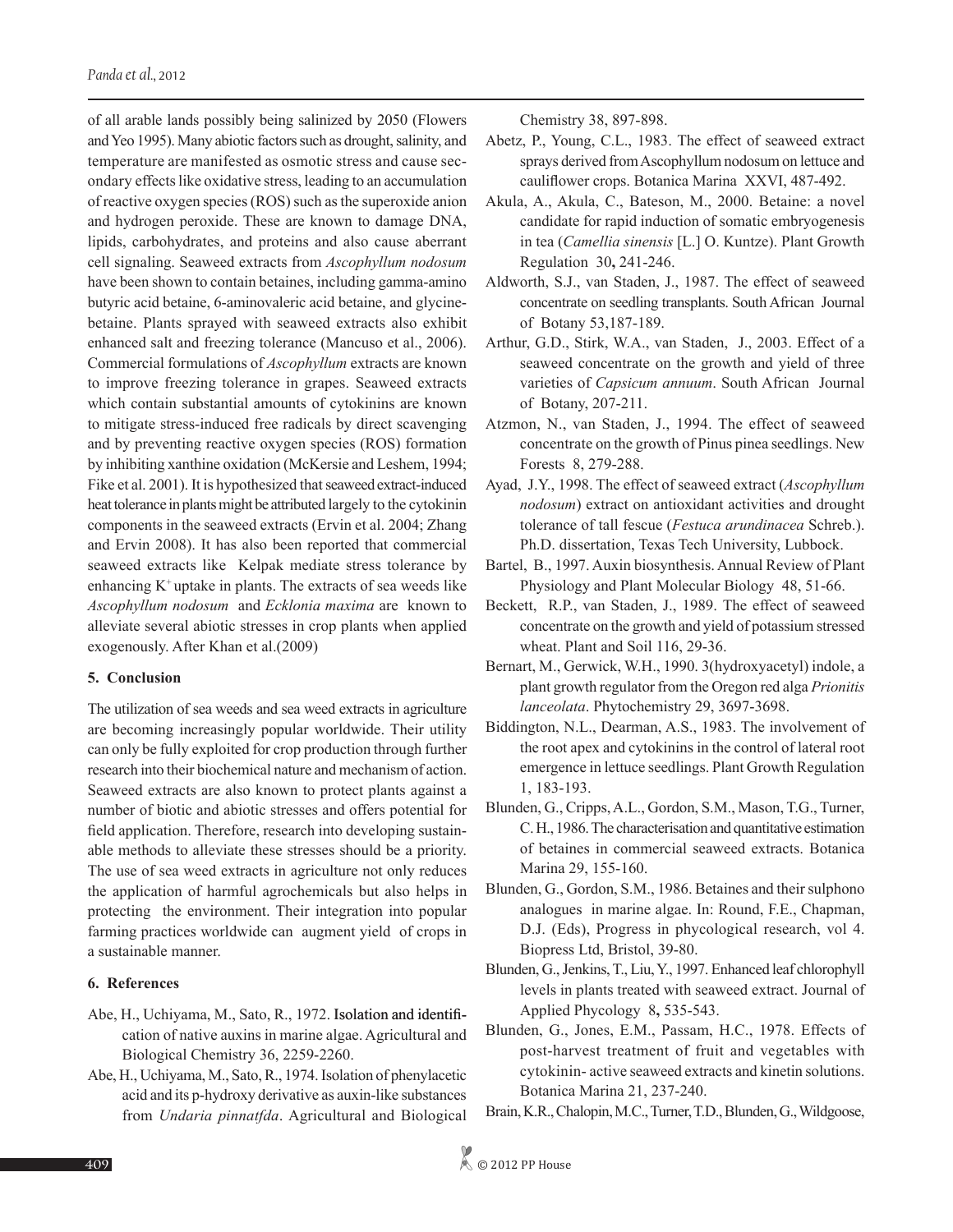of all arable lands possibly being salinized by 2050 (Flowers and Yeo 1995). Many abiotic factors such as drought, salinity, and temperature are manifested as osmotic stress and cause secondary effects like oxidative stress, leading to an accumulation of reactive oxygen species (ROS) such as the superoxide anion and hydrogen peroxide. These are known to damage DNA, lipids, carbohydrates, and proteins and also cause aberrant cell signaling. Seaweed extracts from *Ascophyllum nodosum* have been shown to contain betaines, including gamma-amino butyric acid betaine, 6-aminovaleric acid betaine, and glycinebetaine. Plants sprayed with seaweed extracts also exhibit enhanced salt and freezing tolerance (Mancuso et al., 2006). Commercial formulations of *Ascophyllum* extracts are known to improve freezing tolerance in grapes. Seaweed extracts which contain substantial amounts of cytokinins are known to mitigate stress-induced free radicals by direct scavenging and by preventing reactive oxygen species (ROS) formation by inhibiting xanthine oxidation (McKersie and Leshem, 1994; Fike et al. 2001). It is hypothesized that seaweed extract-induced heat tolerance in plants might be attributed largely to the cytokinin components in the seaweed extracts (Ervin et al. 2004; Zhang and Ervin 2008). It has also been reported that commercial seaweed extracts like Kelpak mediate stress tolerance by enhancing $K^+$ uptake in plants. The extracts of sea weeds like *Ascophyllum nodosum* and *Ecklonia maxima* are known to alleviate several abiotic stresses in crop plants when applied exogenously. After Khan et al.(2009)

## 5. Conclusion

The utilization of sea weeds and sea weed extracts in agriculture are becoming increasingly popular worldwide. Their utility can only be fully exploited for crop production through further research into their biochemical nature and mechanism of action. Seaweed extracts are also known to protect plants against a number of biotic and abiotic stresses and offers potential for field application. Therefore, research into developing sustainable methods to alleviate these stresses should be a priority. The use of sea weed extracts in agriculture not only reduces the application of harmful agrochemicals but also helps in protecting the environment. Their integration into popular farming practices worldwide can augment yield of crops in a sustainable manner.

## 6. References

Abe, H., Uchiyama, M., Sato, R., 1972. Isolation and identification of native auxins in marine algae. Agricultural and Biological Chemistry 36, 2259-2260.

Abe, H., Uchiyama, M., Sato, R., 1974. Isolation of phenylacetic acid and its p-hydroxy derivative as auxin-like substances from *Undaria pinnatfda*. Agricultural and Biological Chemistry 38, 897-898.

Abetz, P., Young, C.L., 1983. The effect of seaweed extract sprays derived from Ascophyllum nodosum on lettuce and cauliflower crops. Botanica Marina XXVI, 487-492.

Akula, A., Akula, C., Bateson, M., 2000. Betaine: a novel candidate for rapid induction of somatic embryogenesis in tea (*Camellia sinensis* [L.] O. Kuntze). Plant Growth Regulation 30**,** 241-246.

Aldworth, S.J., van Staden, J., 1987. The effect of seaweed concentrate on seedling transplants. South African Journal of Botany 53,187-189.

Arthur, G.D., Stirk, W.A., van Staden, J., 2003. Effect of a seaweed concentrate on the growth and yield of three varieties of *Capsicum annuum*. South African Journal of Botany, 207-211.

Atzmon, N., van Staden, J., 1994. The effect of seaweed concentrate on the growth of Pinus pinea seedlings. New Forests 8, 279-288.

Ayad, J.Y., 1998. The effect of seaweed extract (*Ascophyllum nodosum*) extract on antioxidant activities and drought tolerance of tall fescue (*Festuca arundinacea* Schreb.). Ph.D. dissertation, Texas Tech University, Lubbock.

Bartel, B., 1997. Auxin biosynthesis. Annual Review of Plant Physiology and Plant Molecular Biology 48, 51-66.

Beckett, R.P., van Staden, J., 1989. The effect of seaweed concentrate on the growth and yield of potassium stressed wheat. Plant and Soil 116, 29-36.

Bernart, M., Gerwick, W.H., 1990. 3(hydroxyacetyl) indole, a plant growth regulator from the Oregon red alga *Prionitis lanceolata*. Phytochemistry 29, 3697-3698.

Biddington, N.L., Dearman, A.S., 1983. The involvement of the root apex and cytokinins in the control of lateral root emergence in lettuce seedlings. Plant Growth Regulation 1, 183-193.

Blunden, G., Cripps, A.L., Gordon, S.M., Mason, T.G., Turner, C. H., 1986. The characterisation and quantitative estimation of betaines in commercial seaweed extracts. Botanica Marina 29, 155-160.

Blunden, G., Gordon, S.M., 1986. Betaines and their sulphono analogues in marine algae. In: Round, F.E., Chapman, D.J. (Eds), Progress in phycological research, vol 4. Biopress Ltd, Bristol, 39-80.

Blunden, G., Jenkins, T., Liu, Y., 1997. Enhanced leaf chlorophyll levels in plants treated with seaweed extract. Journal of Applied Phycology 8**,** 535-543.

Blunden, G., Jones, E.M., Passam, H.C., 1978. Effects of post-harvest treatment of fruit and vegetables with cytokinin- active seaweed extracts and kinetin solutions. Botanica Marina 21, 237-240.

Brain, K.R., Chalopin, M.C., Turner, T.D., Blunden, G., Wildgoose,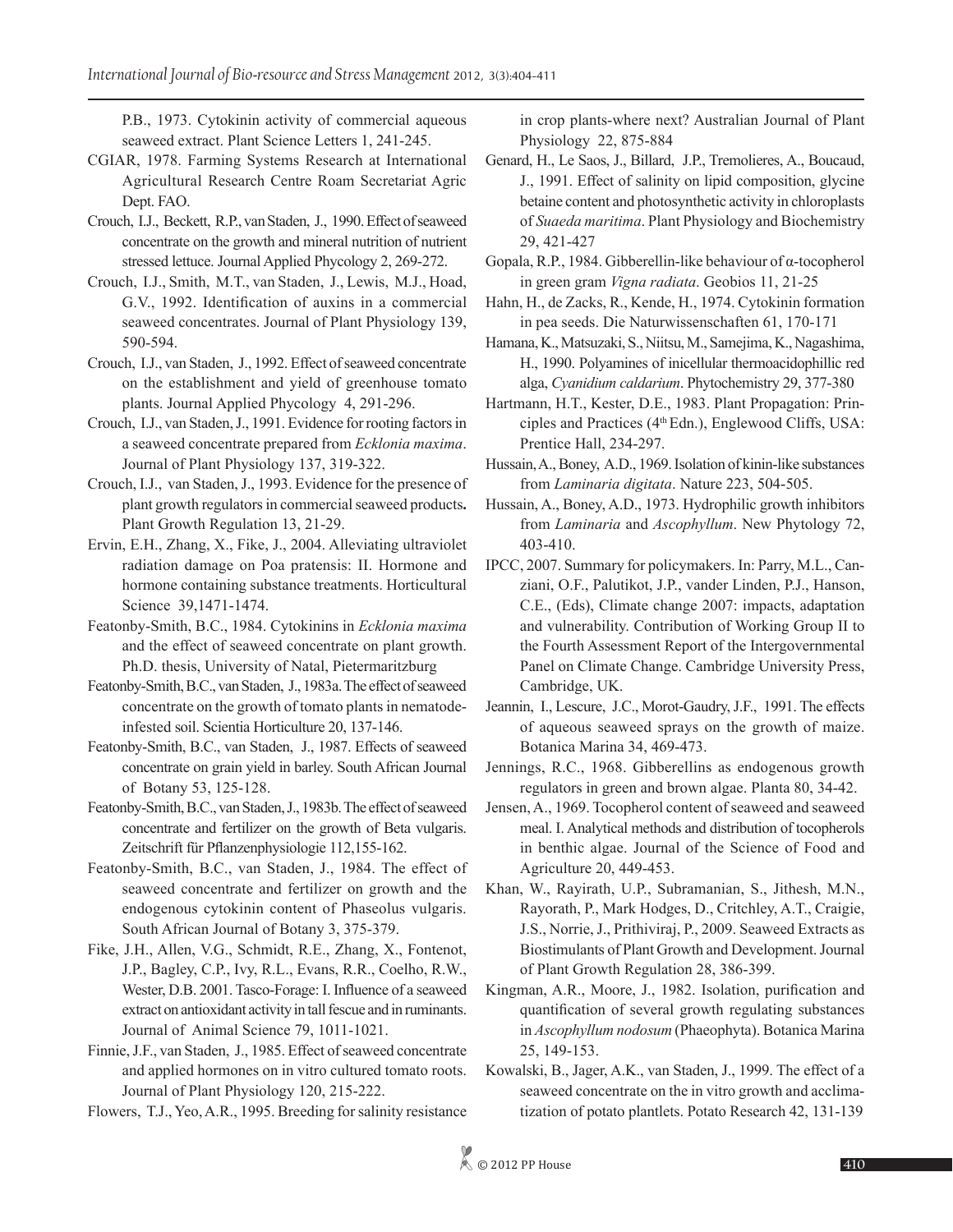P.B., 1973. Cytokinin activity of commercial aqueous seaweed extract. Plant Science Letters 1, 241-245.

CGIAR, 1978. Farming Systems Research at International Agricultural Research Centre Roam Secretariat Agric Dept. FAO.

Crouch, I.J., Beckett, R.P., van Staden, J., 1990. Effect of seaweed concentrate on the growth and mineral nutrition of nutrient stressed lettuce. Journal Applied Phycology 2, 269-272.

Crouch, I.J., Smith, M.T., van Staden, J., Lewis, M.J., Hoad, G.V., 1992. Identification of auxins in a commercial seaweed concentrates. Journal of Plant Physiology 139, 590-594.

Crouch, I.J., van Staden, J., 1992. Effect of seaweed concentrate on the establishment and yield of greenhouse tomato plants. Journal Applied Phycology 4, 291-296.

Crouch, I.J., van Staden, J., 1991. Evidence for rooting factors in a seaweed concentrate prepared from *Ecklonia maxima*. Journal of Plant Physiology 137, 319-322.

Crouch, I.J., van Staden, J., 1993. Evidence for the presence of plant growth regulators in commercial seaweed products**.** Plant Growth Regulation 13, 21-29.

Ervin, E.H., Zhang, X., Fike, J., 2004. Alleviating ultraviolet radiation damage on Poa pratensis: II. Hormone and hormone containing substance treatments. Horticultural Science 39,1471-1474.

Featonby-Smith, B.C., 1984. Cytokinins in *Ecklonia maxima* and the effect of seaweed concentrate on plant growth. Ph.D. thesis, University of Natal, Pietermaritzburg

Featonby-Smith, B.C., van Staden, J., 1983a. The effect of seaweed concentrate on the growth of tomato plants in nematode-infested soil. Scientia Horticulture 20, 137-146.

Featonby-Smith, B.C., van Staden, J., 1987. Effects of seaweed concentrate on grain yield in barley. South African Journal of Botany 53, 125-128.

Featonby-Smith, B.C., van Staden, J., 1983b. The effect of seaweed concentrate and fertilizer on the growth of Beta vulgaris. Zeitschrift für Pflanzenphysiologie 112,155-162.

Featonby-Smith, B.C., van Staden, J., 1984. The effect of seaweed concentrate and fertilizer on growth and the endogenous cytokinin content of Phaseolus vulgaris. South African Journal of Botany 3, 375-379.

Fike, J.H., Allen, V.G., Schmidt, R.E., Zhang, X., Fontenot, J.P., Bagley, C.P., Ivy, R.L., Evans, R.R., Coelho, R.W., Wester, D.B. 2001. Tasco-Forage: I. Influence of a seaweed extract on antioxidant activity in tall fescue and in ruminants. Journal of Animal Science 79, 1011-1021.

Finnie, J.F., van Staden, J., 1985. Effect of seaweed concentrate and applied hormones on in vitro cultured tomato roots. Journal of Plant Physiology 120, 215-222.

Flowers, T.J., Yeo, A.R., 1995. Breeding for salinity resistance in crop plants-where next? Australian Journal of Plant Physiology 22, 875-884

Genard, H., Le Saos, J., Billard, J.P., Tremolieres, A., Boucaud, J., 1991. Effect of salinity on lipid composition, glycine betaine content and photosynthetic activity in chloroplasts of *Suaeda maritima*. Plant Physiology and Biochemistry 29, 421-427

Gopala, R.P., 1984. Gibberellin-like behaviour of α-tocopherol in green gram *Vigna radiata*. Geobios 11, 21-25

Hahn, H., de Zacks, R., Kende, H., 1974. Cytokinin formation in pea seeds. Die Naturwissenschaften 61, 170-171

Hamana, K., Matsuzaki, S., Niitsu, M., Samejima, K., Nagashima, H., 1990. Polyamines of inicellular thermoacidophillic red alga, *Cyanidium caldarium*. Phytochemistry 29, 377-380

Hartmann, H.T., Kester, D.E., 1983. Plant Propagation: Principles and Practices (4th Edn.), Englewood Cliffs, USA: Prentice Hall, 234-297.

Hussain, A., Boney, A.D., 1969. Isolation of kinin-like substances from *Laminaria digitata*. Nature 223, 504-505.

Hussain, A., Boney, A.D., 1973. Hydrophilic growth inhibitors from *Laminaria* and *Ascophyllum*. New Phytology 72, 403-410.

IPCC, 2007. Summary for policymakers. In: Parry, M.L., Canziani, O.F., Palutikot, J.P., vander Linden, P.J., Hanson, C.E., (Eds), Climate change 2007: impacts, adaptation and vulnerability. Contribution of Working Group II to the Fourth Assessment Report of the Intergovernmental Panel on Climate Change. Cambridge University Press, Cambridge, UK.

Jeannin, I., Lescure, J.C., Morot-Gaudry, J.F., 1991. The effects of aqueous seaweed sprays on the growth of maize. Botanica Marina 34, 469-473.

Jennings, R.C., 1968. Gibberellins as endogenous growth regulators in green and brown algae. Planta 80, 34-42.

Jensen, A., 1969. Tocopherol content of seaweed and seaweed meal. I. Analytical methods and distribution of tocopherols in benthic algae. Journal of the Science of Food and Agriculture 20, 449-453.

Khan, W., Rayirath, U.P., Subramanian, S., Jithesh, M.N., Rayorath, P., Mark Hodges, D., Critchley, A.T., Craigie, J.S., Norrie, J., Prithiviraj, P., 2009. Seaweed Extracts as Biostimulants of Plant Growth and Development. Journal of Plant Growth Regulation 28, 386-399.

Kingman, A.R., Moore, J., 1982. Isolation, purification and quantification of several growth regulating substances in *Ascophyllum nodosum* (Phaeophyta). Botanica Marina 25, 149-153.

Kowalski, B., Jager, A.K., van Staden, J., 1999. The effect of a seaweed concentrate on the in vitro growth and acclimatization of potato plantlets. Potato Research 42, 131-139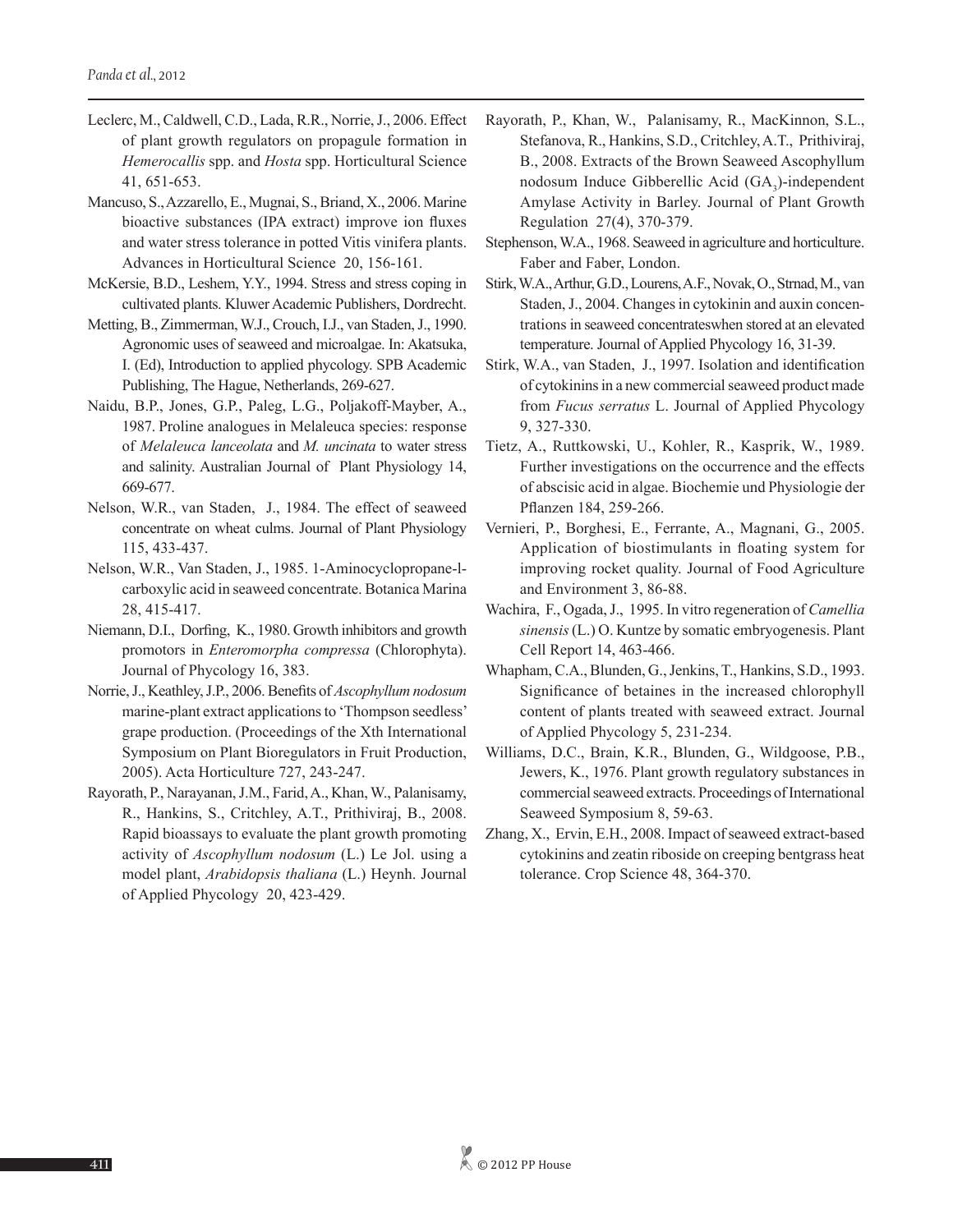Leclerc, M., Caldwell, C.D., Lada, R.R., Norrie, J., 2006. Effect of plant growth regulators on propagule formation in *Hemerocallis* spp. and *Hosta* spp. Horticultural Science 41, 651-653.

Mancuso, S., Azzarello, E., Mugnai, S., Briand, X., 2006. Marine bioactive substances (IPA extract) improve ion fluxes and water stress tolerance in potted Vitis vinifera plants. Advances in Horticultural Science 20, 156-161.

McKersie, B.D., Leshem, Y.Y., 1994. Stress and stress coping in cultivated plants. Kluwer Academic Publishers, Dordrecht.

Metting, B., Zimmerman, W.J., Crouch, I.J., van Staden, J., 1990. Agronomic uses of seaweed and microalgae. In: Akatsuka, I. (Ed), Introduction to applied phycology. SPB Academic Publishing, The Hague, Netherlands, 269-627.

Naidu, B.P., Jones, G.P., Paleg, L.G., Poljakoff-Mayber, A., 1987. Proline analogues in Melaleuca species: response of *Melaleuca lanceolata* and *M. uncinata* to water stress and salinity. Australian Journal of Plant Physiology 14, 669-677.

Nelson, W.R., van Staden, J., 1984. The effect of seaweed concentrate on wheat culms. Journal of Plant Physiology 115, 433-437.

Nelson, W.R., Van Staden, J., 1985. 1-Aminocyclopropane-l-carboxylic acid in seaweed concentrate. Botanica Marina 28, 415-417.

Niemann, D.I., Dorfing, K., 1980. Growth inhibitors and growth promotors in *Enteromorpha compressa* (Chlorophyta). Journal of Phycology 16, 383.

Norrie, J., Keathley, J.P., 2006. Benefits of *Ascophyllum nodosum* marine-plant extract applications to 'Thompson seedless' grape production. (Proceedings of the Xth International Symposium on Plant Bioregulators in Fruit Production, 2005). Acta Horticulture 727, 243-247.

Rayorath, P., Narayanan, J.M., Farid, A., Khan, W., Palanisamy, R., Hankins, S., Critchley, A.T., Prithiviraj, B., 2008. Rapid bioassays to evaluate the plant growth promoting activity of *Ascophyllum nodosum* (L.) Le Jol. using a model plant, *Arabidopsis thaliana* (L.) Heynh. Journal of Applied Phycology 20, 423-429.

Rayorath, P., Khan, W., Palanisamy, R., MacKinnon, S.L., Stefanova, R., Hankins, S.D., Critchley, A.T., Prithiviraj, B., 2008. Extracts of the Brown Seaweed Ascophyllum nodosum Induce Gibberellic Acid ($GA_3$)-independent Amylase Activity in Barley. Journal of Plant Growth Regulation 27(4), 370-379.

Stephenson, W.A., 1968. Seaweed in agriculture and horticulture. Faber and Faber, London.

Stirk, W.A., Arthur, G.D., Lourens, A.F., Novak, O., Strnad, M., van Staden, J., 2004. Changes in cytokinin and auxin concentrations in seaweed concentrateswhen stored at an elevated temperature. Journal of Applied Phycology 16, 31-39.

Stirk, W.A., van Staden, J., 1997. Isolation and identification of cytokinins in a new commercial seaweed product made from *Fucus serratus* L. Journal of Applied Phycology 9, 327-330.

Tietz, A., Ruttkowski, U., Kohler, R., Kasprik, W., 1989. Further investigations on the occurrence and the effects of abscisic acid in algae. Biochemie und Physiologie der Pflanzen 184, 259-266.

Vernieri, P., Borghesi, E., Ferrante, A., Magnani, G., 2005. Application of biostimulants in floating system for improving rocket quality. Journal of Food Agriculture and Environment 3, 86-88.

Wachira, F., Ogada, J., 1995. In vitro regeneration of *Camellia sinensis* (L.) O. Kuntze by somatic embryogenesis. Plant Cell Report 14, 463-466.

Whapham, C.A., Blunden, G., Jenkins, T., Hankins, S.D., 1993. Significance of betaines in the increased chlorophyll content of plants treated with seaweed extract. Journal of Applied Phycology 5, 231-234.

Williams, D.C., Brain, K.R., Blunden, G., Wildgoose, P.B., Jewers, K., 1976. Plant growth regulatory substances in commercial seaweed extracts. Proceedings of International Seaweed Symposium 8, 59-63.

Zhang, X., Ervin, E.H., 2008. Impact of seaweed extract-based cytokinins and zeatin riboside on creeping bentgrass heat tolerance. Crop Science 48, 364-370.